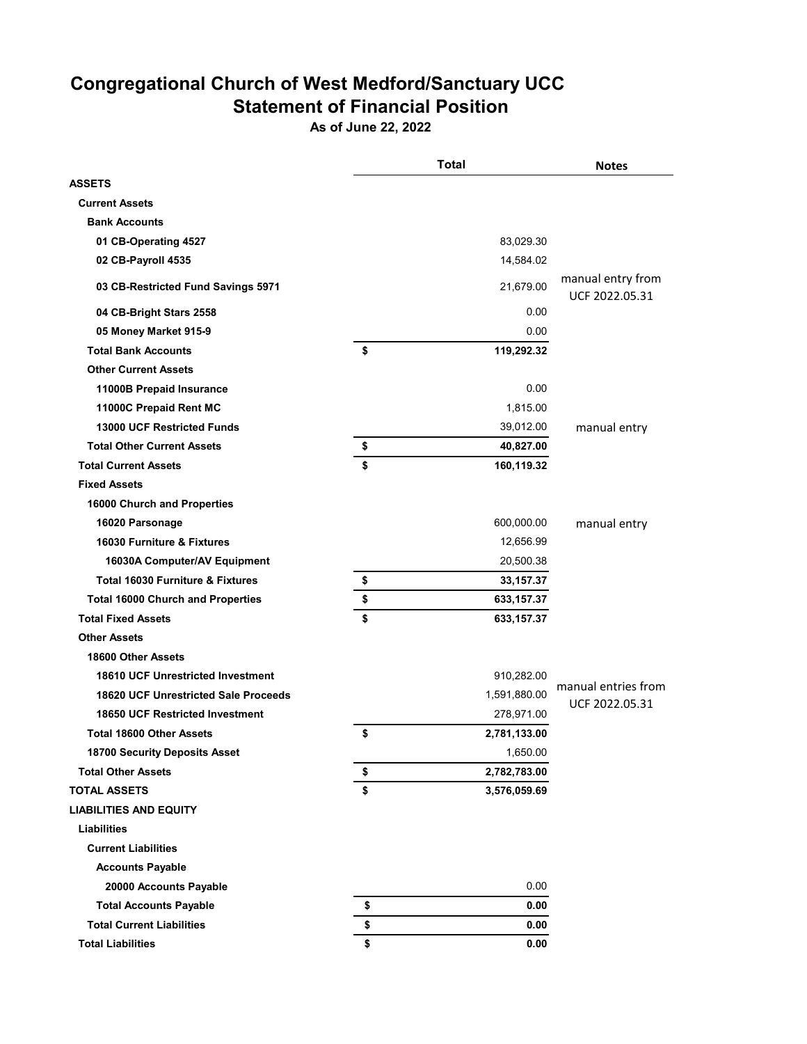# Congregational Church of West Medford/Sanctuary UCC

## Statement of Financial Position

**As of June 22, 2022**

| | Total | Notes |
|---|---|---|
| **ASSETS** | | |
| **Current Assets** | | |
| **Bank Accounts** | | |
| **01 CB-Operating 4527** | 83,029.30 | |
| **02 CB-Payroll 4535** | 14,584.02 | |
| **03 CB-Restricted Fund Savings 5971** | 21,679.00 | manual entry from UCF 2022.05.31 |
| **04 CB-Bright Stars 2558** | 0.00 | |
| **05 Money Market 915-9** | 0.00 | |
| **Total Bank Accounts** | **$ 119,292.32** | |
| **Other Current Assets** | | |
| **11000B Prepaid Insurance** | 0.00 | |
| **11000C Prepaid Rent MC** | 1,815.00 | |
| **13000 UCF Restricted Funds** | 39,012.00 | manual entry |
| **Total Other Current Assets** | **$ 40,827.00** | |
| **Total Current Assets** | **$ 160,119.32** | |
| **Fixed Assets** | | |
| **16000 Church and Properties** | | |
| **16020 Parsonage** | 600,000.00 | manual entry |
| **16030 Furniture & Fixtures** | 12,656.99 | |
| **16030A Computer/AV Equipment** | 20,500.38 | |
| **Total 16030 Furniture & Fixtures** | **$ 33,157.37** | |
| **Total 16000 Church and Properties** | **$ 633,157.37** | |
| **Total Fixed Assets** | **$ 633,157.37** | |
| **Other Assets** | | |
| **18600 Other Assets** | | |
| **18610 UCF Unrestricted Investment** | 910,282.00 | manual entries from UCF 2022.05.31 |
| **18620 UCF Unrestricted Sale Proceeds** | 1,591,880.00 | |
| **18650 UCF Restricted Investment** | 278,971.00 | |
| **Total 18600 Other Assets** | **$ 2,781,133.00** | |
| **18700 Security Deposits Asset** | 1,650.00 | |
| **Total Other Assets** | **$ 2,782,783.00** | |
| **TOTAL ASSETS** | **$ 3,576,059.69** | |
| **LIABILITIES AND EQUITY** | | |
| **Liabilities** | | |
| **Current Liabilities** | | |
| **Accounts Payable** | | |
| **20000 Accounts Payable** | 0.00 | |
| **Total Accounts Payable** | **$ 0.00** | |
| **Total Current Liabilities** | **$ 0.00** | |
| **Total Liabilities** | **$ 0.00** | |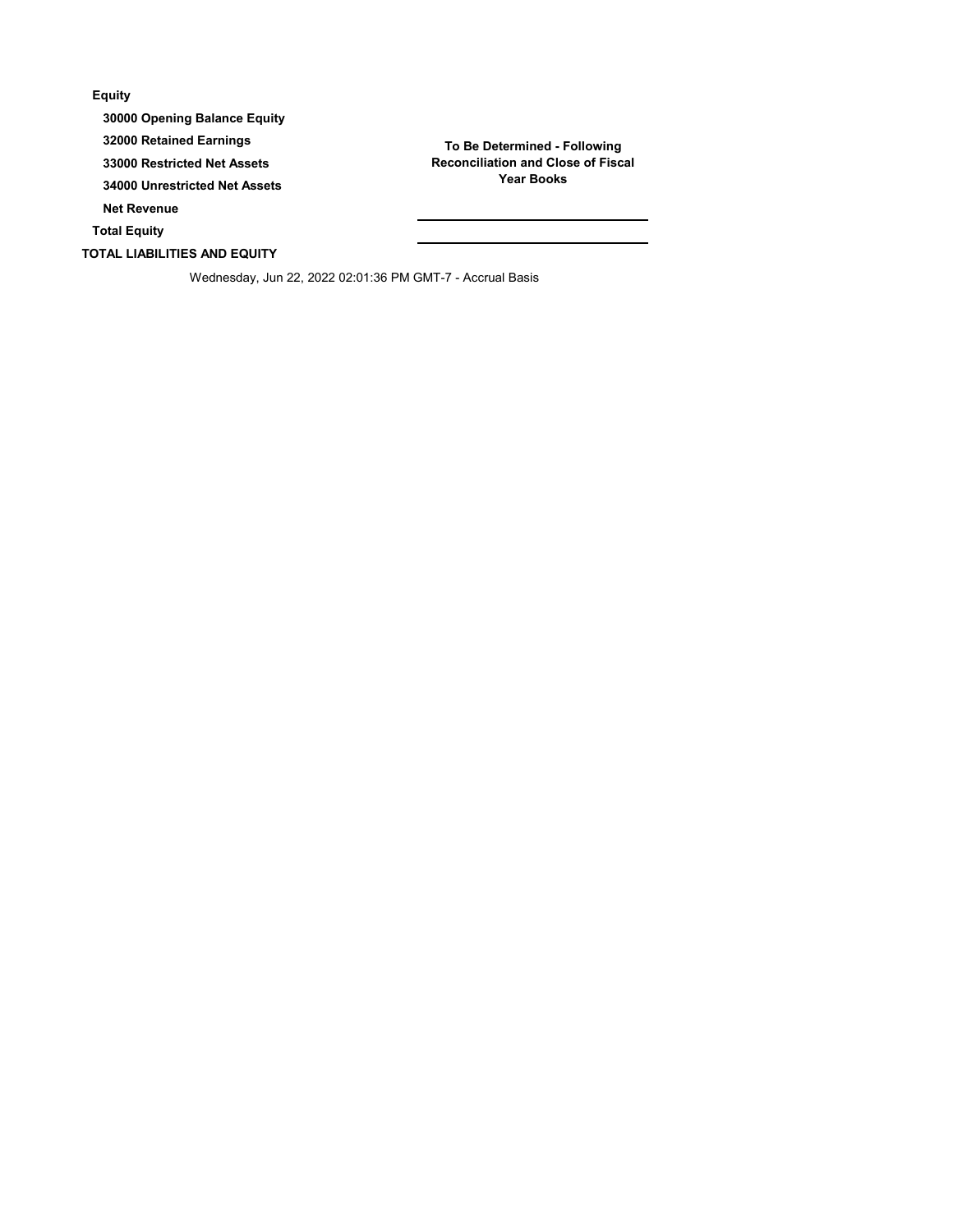| | |
|---|---|
| **Equity** | |
| **30000 Opening Balance Equity** | |
| **32000 Retained Earnings** | **To Be Determined - Following Reconciliation and Close of Fiscal Year Books** |
| **33000 Restricted Net Assets** | |
| **34000 Unrestricted Net Assets** | |
| **Net Revenue** | |
| **Total Equity** | |
| **TOTAL LIABILITIES AND EQUITY** | |

Wednesday, Jun 22, 2022 02:01:36 PM GMT-7 - Accrual Basis